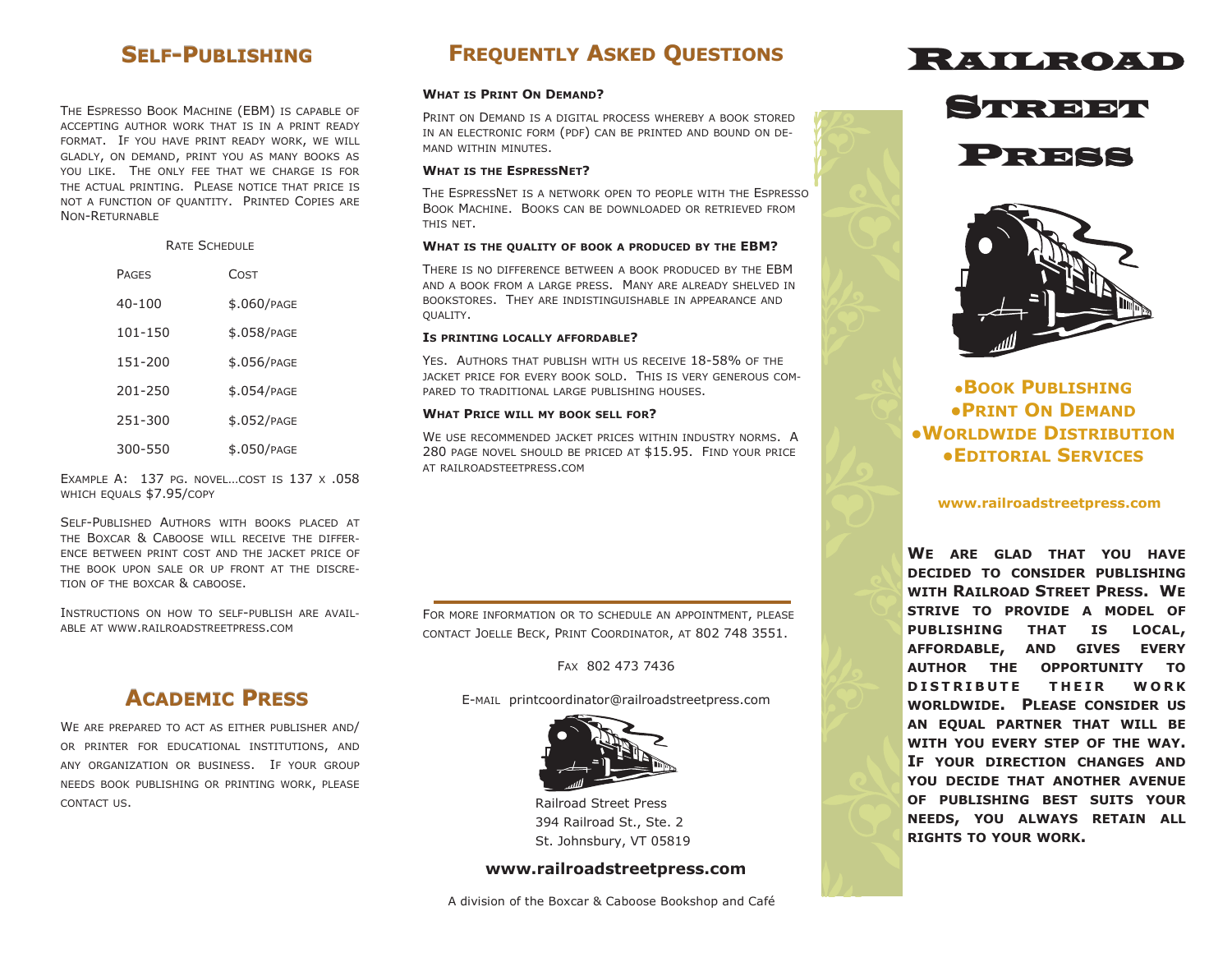## Self-Publishing

The Espresso Book Machine (EBM) is capable of accepting author work that is in a print ready format. If you have print ready work, we will gladly, on demand, print you as many books as you like. The only fee that we charge is for the actual printing. Please notice that price is not a function of quantity. Printed Copies are Non-Returnable

Rate Schedule

| Pages | Cost |
|---|---|
| 40-100 | $.060/page |
| 101-150 | $.058/page |
| 151-200 | $.056/page |
| 201-250 | $.054/page |
| 251-300 | $.052/page |
| 300-550 | $.050/page |

Example A: 137 pg. novel…cost is 137 x .058 which equals $7.95/copy

Self-Published Authors with books placed at the Boxcar & Caboose will receive the difference between print cost and the jacket price of the book upon sale or up front at the discretion of the boxcar & caboose.

Instructions on how to self-publish are available at www.railroadstreetpress.com

## Academic Press

We are prepared to act as either publisher and/or printer for educational institutions, and any organization or business. If your group needs book publishing or printing work, please contact us.

## Frequently Asked Questions

**What is Print On Demand?**

Print on Demand is a digital process whereby a book stored in an electronic form (pdf) can be printed and bound on demand within minutes.

**What is the EspressNet?**

The EspressNet is a network open to people with the Espresso Book Machine. Books can be downloaded or retrieved from this net.

**What is the quality of book a produced by the EBM?**

There is no difference between a book produced by the EBM and a book from a large press. Many are already shelved in bookstores. They are indistinguishable in appearance and quality.

**Is printing locally affordable?**

Yes. Authors that publish with us receive 18-58% of the jacket price for every book sold. This is very generous compared to traditional large publishing houses.

**What Price will my book sell for?**

We use recommended jacket prices within industry norms. A 280 page novel should be priced at $15.95. Find your price at railroadsteetpress.com

For more information or to schedule an appointment, please contact Joelle Beck, Print Coordinator, at 802 748 3551.

Fax 802 473 7436

E-mail printcoordinator@railroadstreetpress.com

Railroad Street Press
394 Railroad St., Ste. 2
St. Johnsbury, VT 05819

**www.railroadstreetpress.com**

A division of the Boxcar & Caboose Bookshop and Café

# Railroad Street Press

- **Book Publishing**
- **Print On Demand**
- **Worldwide Distribution**
- **Editorial Services**

**www.railroadstreetpress.com**

**We are glad that you have decided to consider publishing with Railroad Street Press. We strive to provide a model of publishing that is local, affordable, and gives every author the opportunity to distribute their work worldwide. Please consider us an equal partner that will be with you every step of the way. If your direction changes and you decide that another avenue of publishing best suits your needs, you always retain all rights to your work.**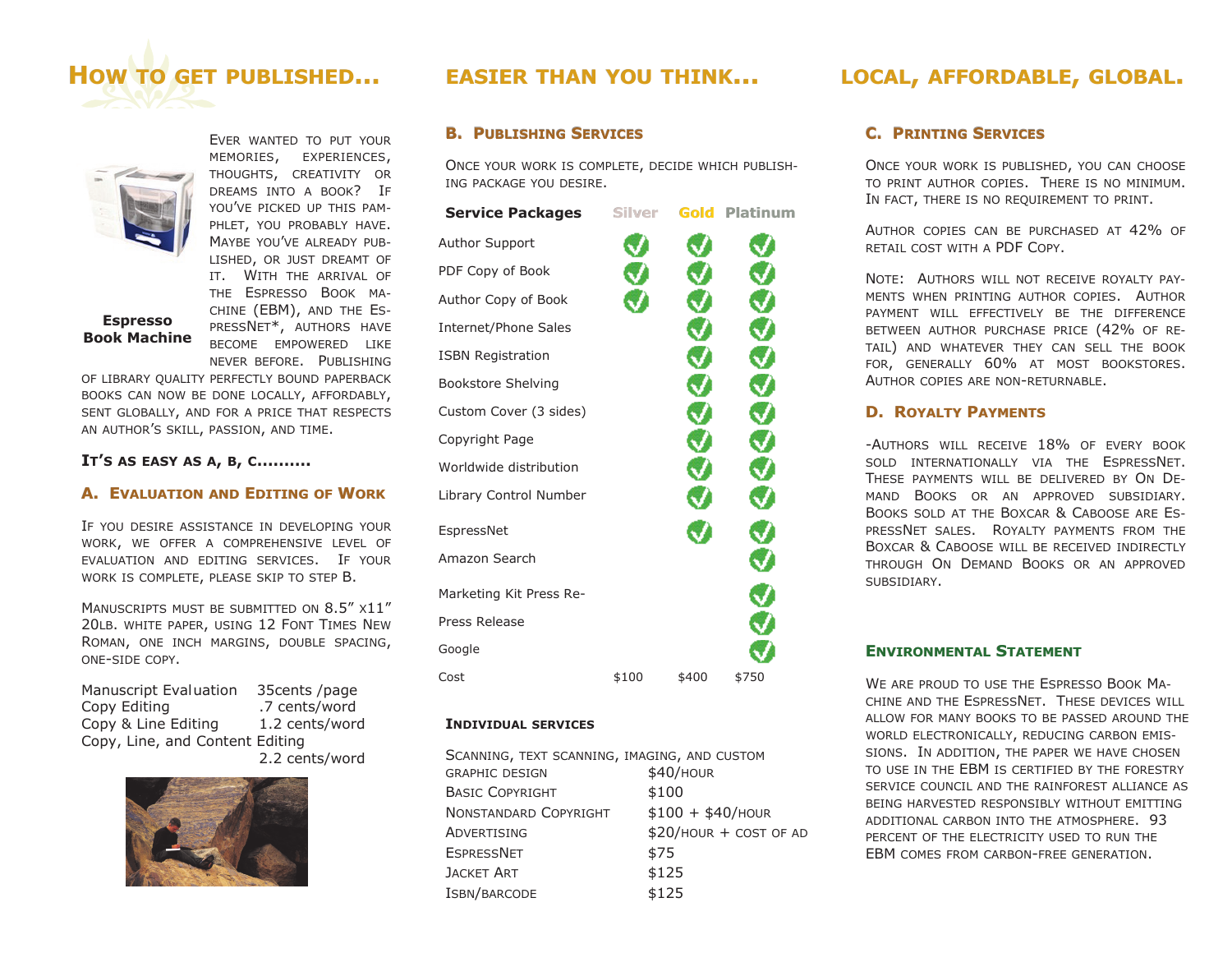## How to get published...

Ever wanted to put your memories, experiences, thoughts, creativity or dreams into a book? If you've picked up this pamphlet, you probably have. Maybe you've already published, or just dreamt of it. With the arrival of the Espresso Book Machine (EBM), and the EspressNet*, authors have become empowered like never before. Publishing of library quality perfectly bound paperback books can now be done locally, affordably, sent globally, and for a price that respects an author's skill, passion, and time.

**Espresso Book Machine**

### It's as easy as A, B, C..........

### A. Evaluation and Editing of Work

If you desire assistance in developing your work, we offer a comprehensive level of evaluation and editing services. If your work is complete, please skip to step B.

Manuscripts must be submitted on 8.5" x11" 20lb. white paper, using 12 Font Times New Roman, one inch margins, double spacing, one-side copy.

| | |
|---|---|
| Manuscript Evaluation | 35cents /page |
| Copy Editing | .7 cents/word |
| Copy & Line Editing | 1.2 cents/word |
| Copy, Line, and Content Editing | 2.2 cents/word |

## Easier than you think...

### B. Publishing Services

Once your work is complete, decide which publishing package you desire.

| Service Packages | Silver | Gold | Platinum |
|---|---|---|---|
| Author Support | ✓ | ✓ | ✓ |
| PDF Copy of Book | ✓ | ✓ | ✓ |
| Author Copy of Book | ✓ | ✓ | ✓ |
| Internet/Phone Sales | | ✓ | ✓ |
| ISBN Registration | | ✓ | ✓ |
| Bookstore Shelving | | ✓ | ✓ |
| Custom Cover (3 sides) | | ✓ | ✓ |
| Copyright Page | | ✓ | ✓ |
| Worldwide distribution | | ✓ | ✓ |
| Library Control Number | | ✓ | ✓ |
| EspressNet | | ✓ | ✓ |
| Amazon Search | | | ✓ |
| Marketing Kit Press Re- | | | ✓ |
| Press Release | | | ✓ |
| Google | | | ✓ |
| Cost | $100 | $400 | $750 |

### Individual services

| | |
|---|---|
| Scanning, text scanning, imaging, and custom graphic design | $40/hour |
| Basic Copyright | $100 |
| Nonstandard Copyright | $100 + $40/hour |
| Advertising | $20/hour + cost of ad |
| EspressNet | $75 |
| Jacket Art | $125 |
| ISBN/Barcode | $125 |

## Local, affordable, global.

### C. Printing Services

Once your work is published, you can choose to print author copies. There is no minimum. In fact, there is no requirement to print.

Author copies can be purchased at 42% of retail cost with a PDF Copy.

Note: Authors will not receive royalty payments when printing author copies. Author payment will effectively be the difference between author purchase price (42% of retail) and whatever they can sell the book for, generally 60% at most bookstores. Author copies are non-returnable.

### D. Royalty Payments

-Authors will receive 18% of every book sold internationally via the EspressNet. These payments will be delivered by On Demand Books or an approved subsidiary. Books sold at the Boxcar & Caboose are EspressNet sales. Royalty payments from the Boxcar & Caboose will be received indirectly through On Demand Books or an approved subsidiary.

### Environmental Statement

We are proud to use the Espresso Book Machine and the EspressNet. These devices will allow for many books to be passed around the world electronically, reducing carbon emissions. In addition, the paper we have chosen to use in the EBM is certified by the Forestry Service Council and the Rainforest Alliance as being harvested responsibly without emitting additional carbon into the atmosphere. 93 percent of the electricity used to run the EBM comes from carbon-free generation.